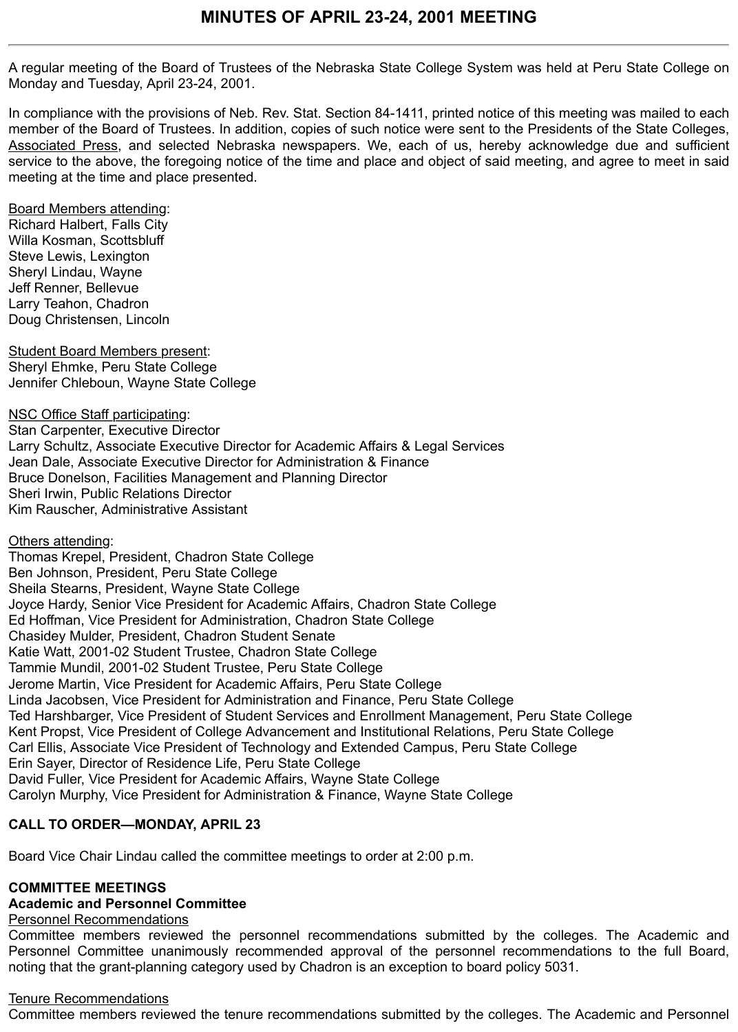# MINUTES OF APRIL 23-24, 2001 MEETING

---

A regular meeting of the Board of Trustees of the Nebraska State College System was held at Peru State College on Monday and Tuesday, April 23-24, 2001.

In compliance with the provisions of Neb. Rev. Stat. Section 84-1411, printed notice of this meeting was mailed to each member of the Board of Trustees. In addition, copies of such notice were sent to the Presidents of the State Colleges, Associated Press, and selected Nebraska newspapers. We, each of us, hereby acknowledge due and sufficient service to the above, the foregoing notice of the time and place and object of said meeting, and agree to meet in said meeting at the time and place presented.

Board Members attending:
Richard Halbert, Falls City
Willa Kosman, Scottsbluff
Steve Lewis, Lexington
Sheryl Lindau, Wayne
Jeff Renner, Bellevue
Larry Teahon, Chadron
Doug Christensen, Lincoln

Student Board Members present:
Sheryl Ehmke, Peru State College
Jennifer Chleboun, Wayne State College

NSC Office Staff participating:
Stan Carpenter, Executive Director
Larry Schultz, Associate Executive Director for Academic Affairs & Legal Services
Jean Dale, Associate Executive Director for Administration & Finance
Bruce Donelson, Facilities Management and Planning Director
Sheri Irwin, Public Relations Director
Kim Rauscher, Administrative Assistant

Others attending:
Thomas Krepel, President, Chadron State College
Ben Johnson, President, Peru State College
Sheila Stearns, President, Wayne State College
Joyce Hardy, Senior Vice President for Academic Affairs, Chadron State College
Ed Hoffman, Vice President for Administration, Chadron State College
Chasidey Mulder, President, Chadron Student Senate
Katie Watt, 2001-02 Student Trustee, Chadron State College
Tammie Mundil, 2001-02 Student Trustee, Peru State College
Jerome Martin, Vice President for Academic Affairs, Peru State College
Linda Jacobsen, Vice President for Administration and Finance, Peru State College
Ted Harshbarger, Vice President of Student Services and Enrollment Management, Peru State College
Kent Propst, Vice President of College Advancement and Institutional Relations, Peru State College
Carl Ellis, Associate Vice President of Technology and Extended Campus, Peru State College
Erin Sayer, Director of Residence Life, Peru State College
David Fuller, Vice President for Academic Affairs, Wayne State College
Carolyn Murphy, Vice President for Administration & Finance, Wayne State College

**CALL TO ORDER—MONDAY, APRIL 23**

Board Vice Chair Lindau called the committee meetings to order at 2:00 p.m.

**COMMITTEE MEETINGS**
**Academic and Personnel Committee**
Personnel Recommendations
Committee members reviewed the personnel recommendations submitted by the colleges. The Academic and Personnel Committee unanimously recommended approval of the personnel recommendations to the full Board, noting that the grant-planning category used by Chadron is an exception to board policy 5031.

Tenure Recommendations
Committee members reviewed the tenure recommendations submitted by the colleges. The Academic and Personnel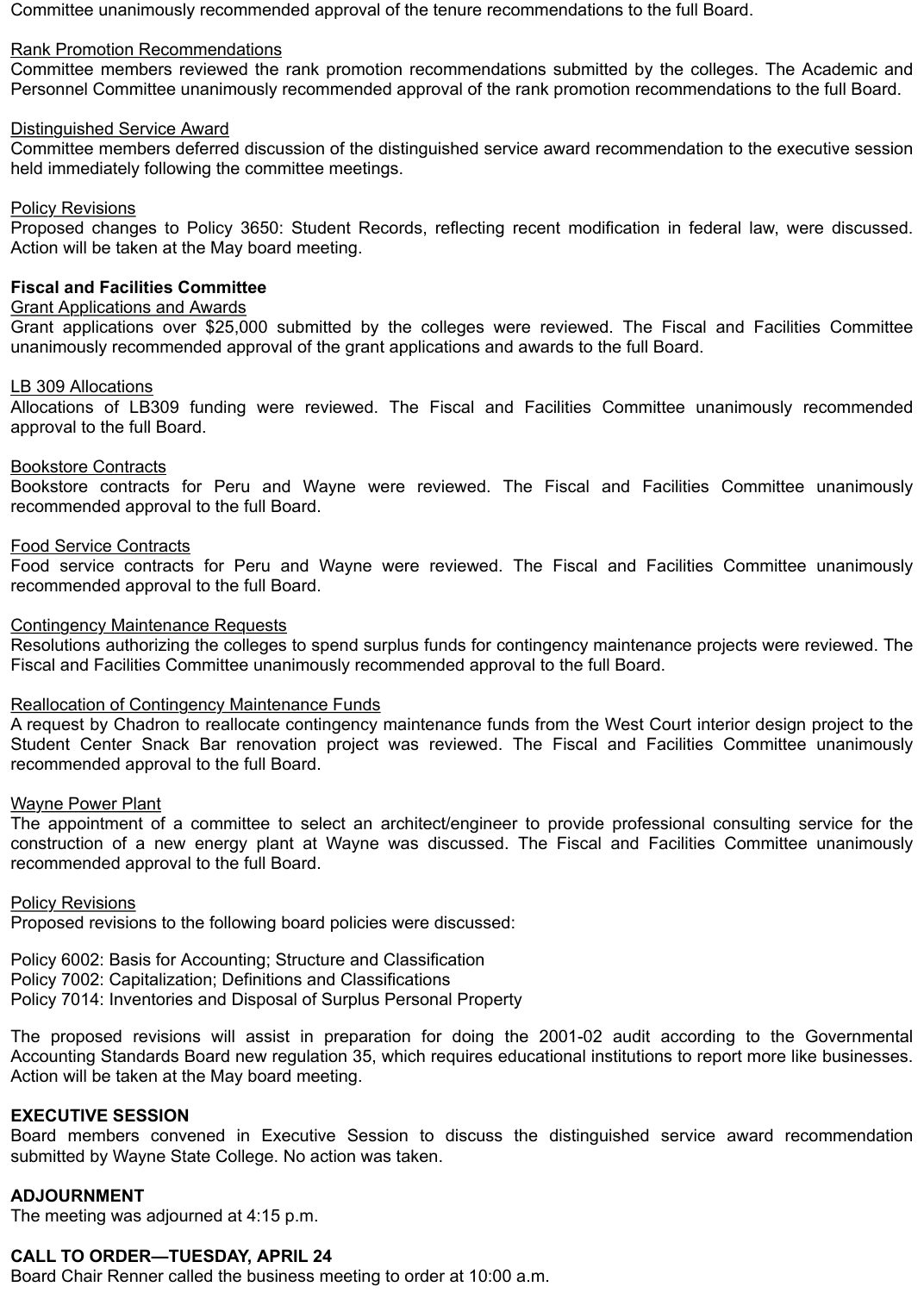Committee unanimously recommended approval of the tenure recommendations to the full Board.

Rank Promotion Recommendations
Committee members reviewed the rank promotion recommendations submitted by the colleges. The Academic and Personnel Committee unanimously recommended approval of the rank promotion recommendations to the full Board.

Distinguished Service Award
Committee members deferred discussion of the distinguished service award recommendation to the executive session held immediately following the committee meetings.

Policy Revisions
Proposed changes to Policy 3650: Student Records, reflecting recent modification in federal law, were discussed. Action will be taken at the May board meeting.

**Fiscal and Facilities Committee**
Grant Applications and Awards
Grant applications over $25,000 submitted by the colleges were reviewed. The Fiscal and Facilities Committee unanimously recommended approval of the grant applications and awards to the full Board.

LB 309 Allocations
Allocations of LB309 funding were reviewed. The Fiscal and Facilities Committee unanimously recommended approval to the full Board.

Bookstore Contracts
Bookstore contracts for Peru and Wayne were reviewed. The Fiscal and Facilities Committee unanimously recommended approval to the full Board.

Food Service Contracts
Food service contracts for Peru and Wayne were reviewed. The Fiscal and Facilities Committee unanimously recommended approval to the full Board.

Contingency Maintenance Requests
Resolutions authorizing the colleges to spend surplus funds for contingency maintenance projects were reviewed. The Fiscal and Facilities Committee unanimously recommended approval to the full Board.

Reallocation of Contingency Maintenance Funds
A request by Chadron to reallocate contingency maintenance funds from the West Court interior design project to the Student Center Snack Bar renovation project was reviewed. The Fiscal and Facilities Committee unanimously recommended approval to the full Board.

Wayne Power Plant
The appointment of a committee to select an architect/engineer to provide professional consulting service for the construction of a new energy plant at Wayne was discussed. The Fiscal and Facilities Committee unanimously recommended approval to the full Board.

Policy Revisions
Proposed revisions to the following board policies were discussed:

Policy 6002: Basis for Accounting; Structure and Classification
Policy 7002: Capitalization; Definitions and Classifications
Policy 7014: Inventories and Disposal of Surplus Personal Property

The proposed revisions will assist in preparation for doing the 2001-02 audit according to the Governmental Accounting Standards Board new regulation 35, which requires educational institutions to report more like businesses. Action will be taken at the May board meeting.

**EXECUTIVE SESSION**
Board members convened in Executive Session to discuss the distinguished service award recommendation submitted by Wayne State College. No action was taken.

**ADJOURNMENT**
The meeting was adjourned at 4:15 p.m.

**CALL TO ORDER—TUESDAY, APRIL 24**
Board Chair Renner called the business meeting to order at 10:00 a.m.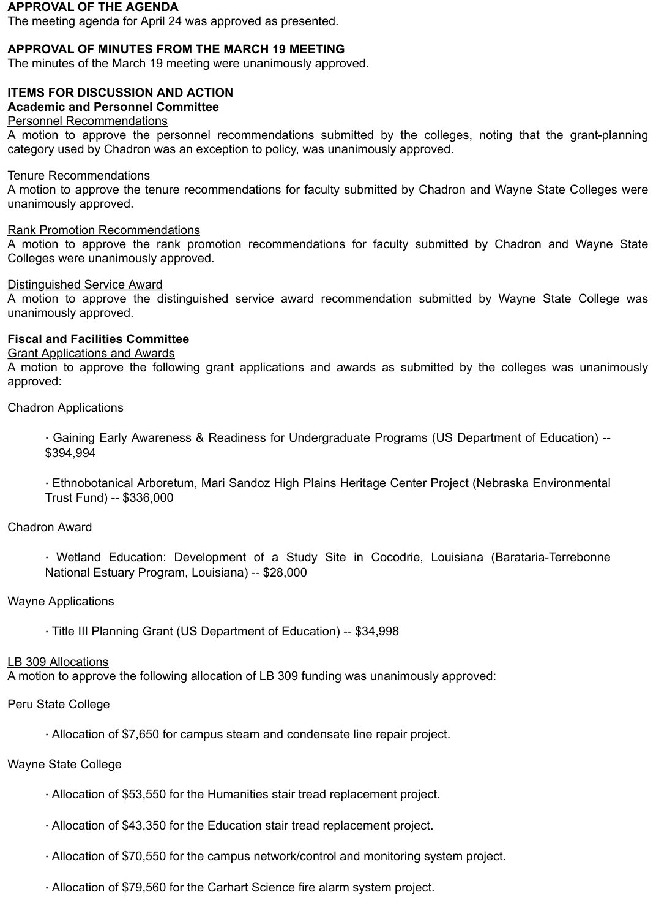**APPROVAL OF THE AGENDA**

The meeting agenda for April 24 was approved as presented.

**APPROVAL OF MINUTES FROM THE MARCH 19 MEETING**

The minutes of the March 19 meeting were unanimously approved.

**ITEMS FOR DISCUSSION AND ACTION**

**Academic and Personnel Committee**

<u>Personnel Recommendations</u>

A motion to approve the personnel recommendations submitted by the colleges, noting that the grant-planning category used by Chadron was an exception to policy, was unanimously approved.

<u>Tenure Recommendations</u>

A motion to approve the tenure recommendations for faculty submitted by Chadron and Wayne State Colleges were unanimously approved.

<u>Rank Promotion Recommendations</u>

A motion to approve the rank promotion recommendations for faculty submitted by Chadron and Wayne State Colleges were unanimously approved.

<u>Distinguished Service Award</u>

A motion to approve the distinguished service award recommendation submitted by Wayne State College was unanimously approved.

**Fiscal and Facilities Committee**

<u>Grant Applications and Awards</u>

A motion to approve the following grant applications and awards as submitted by the colleges was unanimously approved:

Chadron Applications

- Gaining Early Awareness & Readiness for Undergraduate Programs (US Department of Education) -- $394,994
- Ethnobotanical Arboretum, Mari Sandoz High Plains Heritage Center Project (Nebraska Environmental Trust Fund) -- $336,000

Chadron Award

- Wetland Education: Development of a Study Site in Cocodrie, Louisiana (Barataria-Terrebonne National Estuary Program, Louisiana) -- $28,000

Wayne Applications

- Title III Planning Grant (US Department of Education) -- $34,998

<u>LB 309 Allocations</u>

A motion to approve the following allocation of LB 309 funding was unanimously approved:

Peru State College

- Allocation of $7,650 for campus steam and condensate line repair project.

Wayne State College

- Allocation of $53,550 for the Humanities stair tread replacement project.
- Allocation of $43,350 for the Education stair tread replacement project.
- Allocation of $70,550 for the campus network/control and monitoring system project.
- Allocation of $79,560 for the Carhart Science fire alarm system project.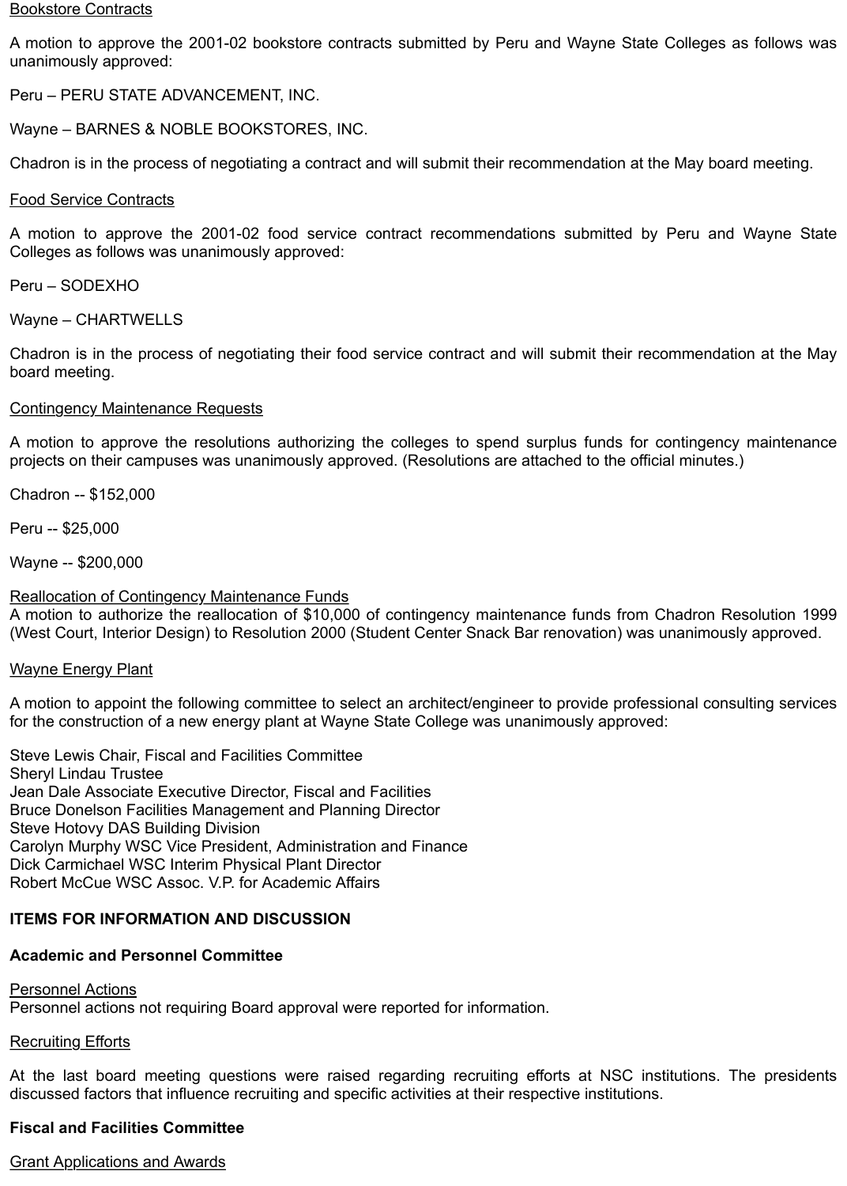Bookstore Contracts

A motion to approve the 2001-02 bookstore contracts submitted by Peru and Wayne State Colleges as follows was unanimously approved:

Peru – PERU STATE ADVANCEMENT, INC.

Wayne – BARNES & NOBLE BOOKSTORES, INC.

Chadron is in the process of negotiating a contract and will submit their recommendation at the May board meeting.

Food Service Contracts

A motion to approve the 2001-02 food service contract recommendations submitted by Peru and Wayne State Colleges as follows was unanimously approved:

Peru – SODEXHO

Wayne – CHARTWELLS

Chadron is in the process of negotiating their food service contract and will submit their recommendation at the May board meeting.

Contingency Maintenance Requests

A motion to approve the resolutions authorizing the colleges to spend surplus funds for contingency maintenance projects on their campuses was unanimously approved. (Resolutions are attached to the official minutes.)

Chadron -- $152,000

Peru -- $25,000

Wayne -- $200,000

Reallocation of Contingency Maintenance Funds

A motion to authorize the reallocation of $10,000 of contingency maintenance funds from Chadron Resolution 1999 (West Court, Interior Design) to Resolution 2000 (Student Center Snack Bar renovation) was unanimously approved.

Wayne Energy Plant

A motion to appoint the following committee to select an architect/engineer to provide professional consulting services for the construction of a new energy plant at Wayne State College was unanimously approved:

Steve Lewis Chair, Fiscal and Facilities Committee
Sheryl Lindau Trustee
Jean Dale Associate Executive Director, Fiscal and Facilities
Bruce Donelson Facilities Management and Planning Director
Steve Hotovy DAS Building Division
Carolyn Murphy WSC Vice President, Administration and Finance
Dick Carmichael WSC Interim Physical Plant Director
Robert McCue WSC Assoc. V.P. for Academic Affairs

**ITEMS FOR INFORMATION AND DISCUSSION**

**Academic and Personnel Committee**

Personnel Actions

Personnel actions not requiring Board approval were reported for information.

Recruiting Efforts

At the last board meeting questions were raised regarding recruiting efforts at NSC institutions. The presidents discussed factors that influence recruiting and specific activities at their respective institutions.

**Fiscal and Facilities Committee**

Grant Applications and Awards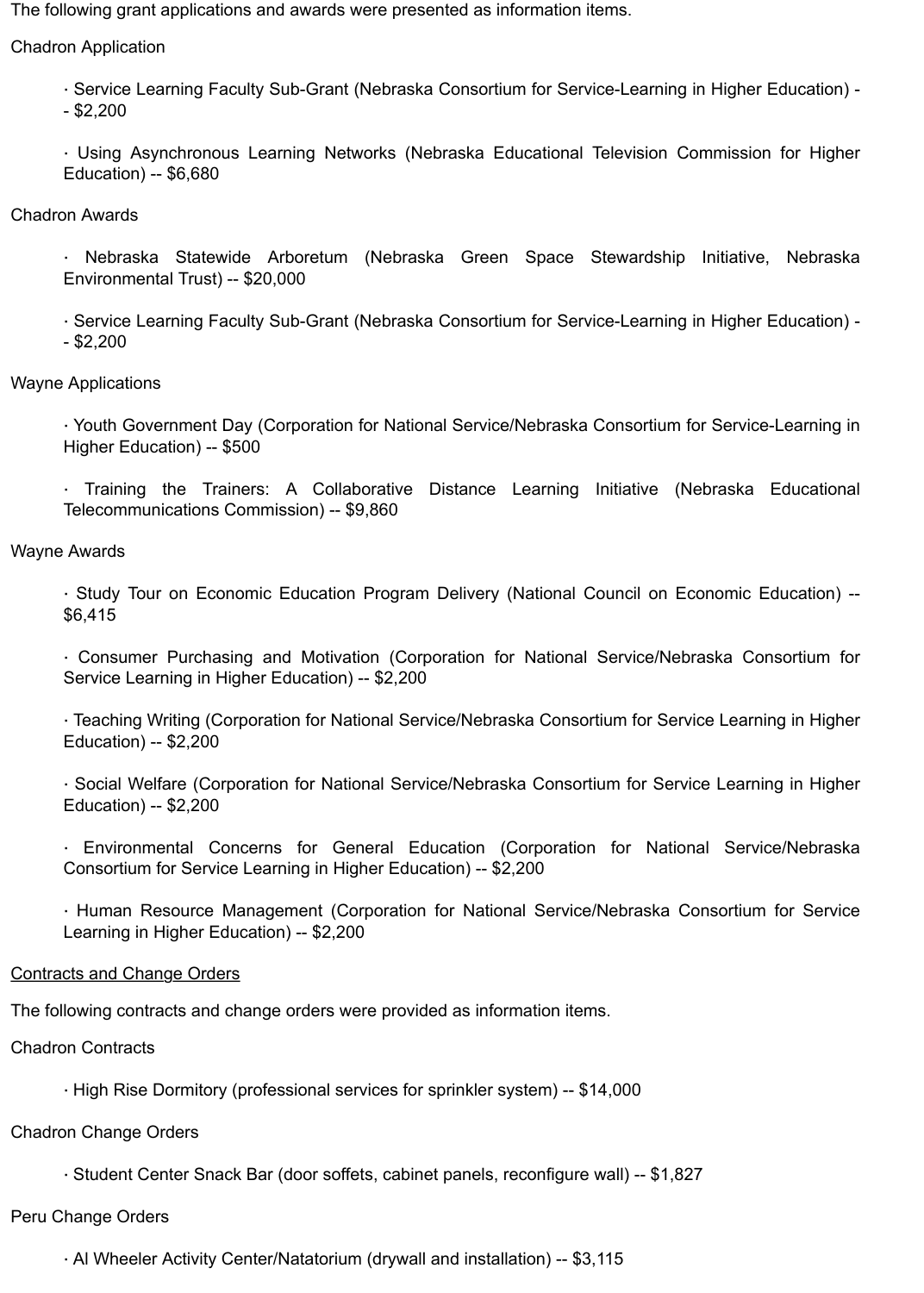The following grant applications and awards were presented as information items.

Chadron Application

- Service Learning Faculty Sub-Grant (Nebraska Consortium for Service-Learning in Higher Education) -- $2,200
- Using Asynchronous Learning Networks (Nebraska Educational Television Commission for Higher Education) -- $6,680

Chadron Awards

- Nebraska Statewide Arboretum (Nebraska Green Space Stewardship Initiative, Nebraska Environmental Trust) -- $20,000
- Service Learning Faculty Sub-Grant (Nebraska Consortium for Service-Learning in Higher Education) -- $2,200

Wayne Applications

- Youth Government Day (Corporation for National Service/Nebraska Consortium for Service-Learning in Higher Education) -- $500
- Training the Trainers: A Collaborative Distance Learning Initiative (Nebraska Educational Telecommunications Commission) -- $9,860

Wayne Awards

- Study Tour on Economic Education Program Delivery (National Council on Economic Education) -- $6,415
- Consumer Purchasing and Motivation (Corporation for National Service/Nebraska Consortium for Service Learning in Higher Education) -- $2,200
- Teaching Writing (Corporation for National Service/Nebraska Consortium for Service Learning in Higher Education) -- $2,200
- Social Welfare (Corporation for National Service/Nebraska Consortium for Service Learning in Higher Education) -- $2,200
- Environmental Concerns for General Education (Corporation for National Service/Nebraska Consortium for Service Learning in Higher Education) -- $2,200
- Human Resource Management (Corporation for National Service/Nebraska Consortium for Service Learning in Higher Education) -- $2,200

<u>Contracts and Change Orders</u>

The following contracts and change orders were provided as information items.

Chadron Contracts

- High Rise Dormitory (professional services for sprinkler system) -- $14,000

Chadron Change Orders

- Student Center Snack Bar (door soffets, cabinet panels, reconfigure wall) -- $1,827

Peru Change Orders

- Al Wheeler Activity Center/Natatorium (drywall and installation) -- $3,115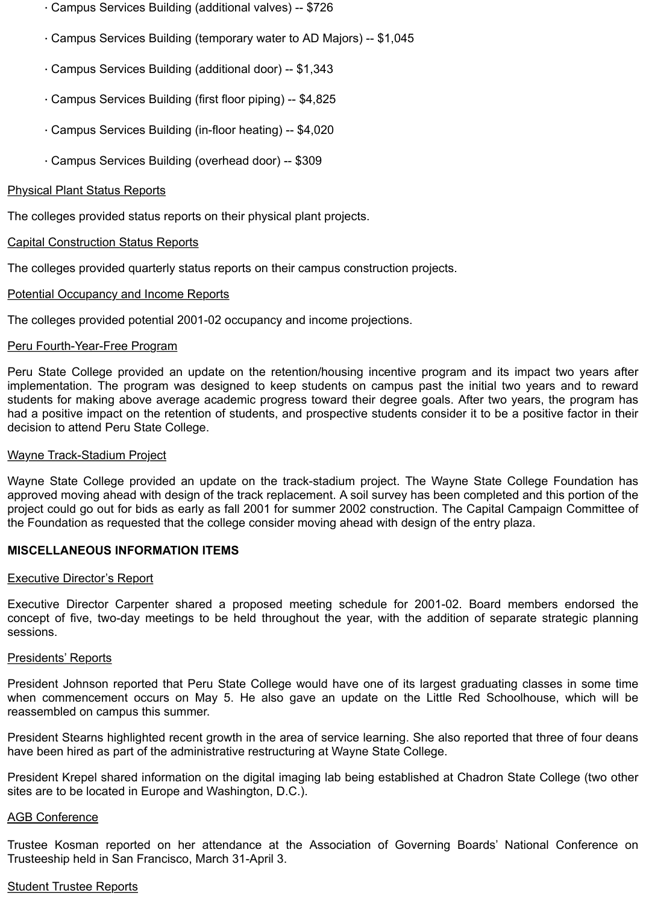- Campus Services Building (additional valves) -- $726
- Campus Services Building (temporary water to AD Majors) -- $1,045
- Campus Services Building (additional door) -- $1,343
- Campus Services Building (first floor piping) -- $4,825
- Campus Services Building (in-floor heating) -- $4,020
- Campus Services Building (overhead door) -- $309

Physical Plant Status Reports

The colleges provided status reports on their physical plant projects.

Capital Construction Status Reports

The colleges provided quarterly status reports on their campus construction projects.

Potential Occupancy and Income Reports

The colleges provided potential 2001-02 occupancy and income projections.

Peru Fourth-Year-Free Program

Peru State College provided an update on the retention/housing incentive program and its impact two years after implementation. The program was designed to keep students on campus past the initial two years and to reward students for making above average academic progress toward their degree goals. After two years, the program has had a positive impact on the retention of students, and prospective students consider it to be a positive factor in their decision to attend Peru State College.

Wayne Track-Stadium Project

Wayne State College provided an update on the track-stadium project. The Wayne State College Foundation has approved moving ahead with design of the track replacement. A soil survey has been completed and this portion of the project could go out for bids as early as fall 2001 for summer 2002 construction. The Capital Campaign Committee of the Foundation as requested that the college consider moving ahead with design of the entry plaza.

**MISCELLANEOUS INFORMATION ITEMS**

Executive Director's Report

Executive Director Carpenter shared a proposed meeting schedule for 2001-02. Board members endorsed the concept of five, two-day meetings to be held throughout the year, with the addition of separate strategic planning sessions.

Presidents' Reports

President Johnson reported that Peru State College would have one of its largest graduating classes in some time when commencement occurs on May 5. He also gave an update on the Little Red Schoolhouse, which will be reassembled on campus this summer.

President Stearns highlighted recent growth in the area of service learning. She also reported that three of four deans have been hired as part of the administrative restructuring at Wayne State College.

President Krepel shared information on the digital imaging lab being established at Chadron State College (two other sites are to be located in Europe and Washington, D.C.).

AGB Conference

Trustee Kosman reported on her attendance at the Association of Governing Boards' National Conference on Trusteeship held in San Francisco, March 31-April 3.

Student Trustee Reports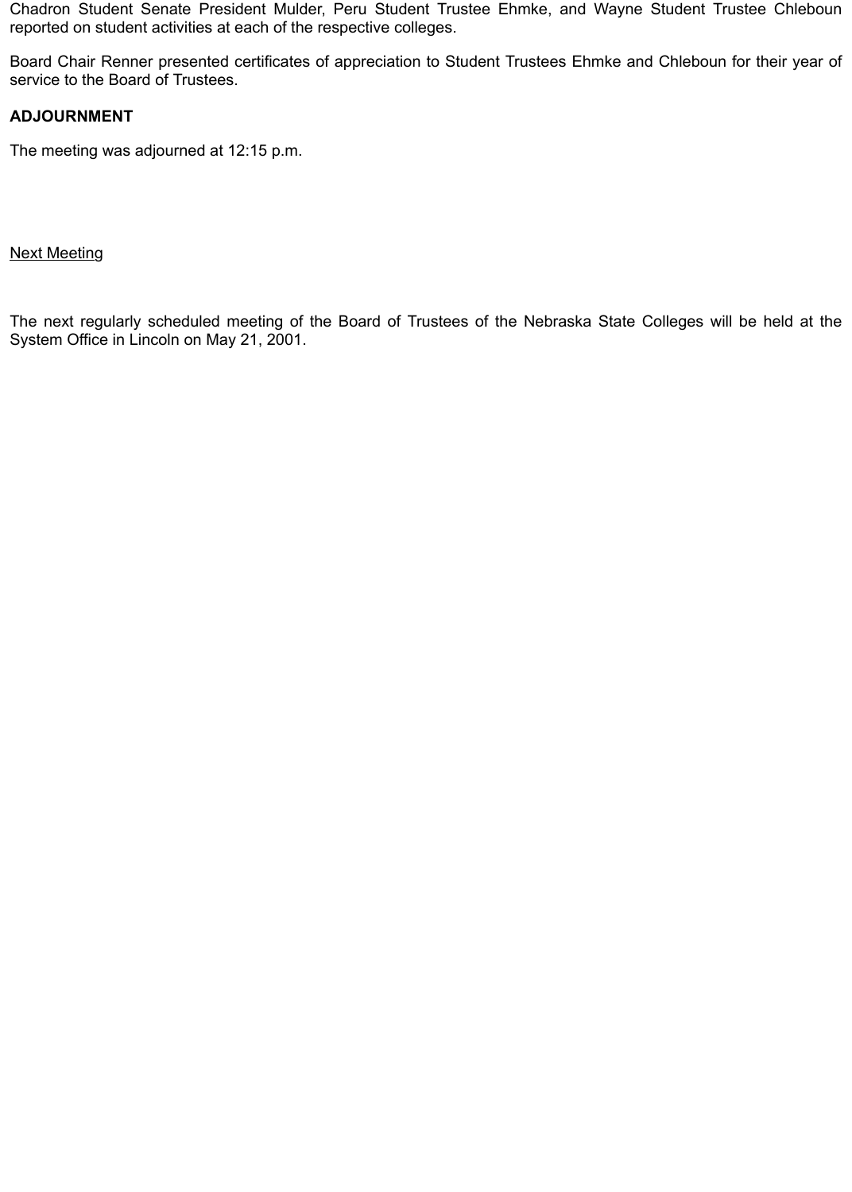Chadron Student Senate President Mulder, Peru Student Trustee Ehmke, and Wayne Student Trustee Chleboun reported on student activities at each of the respective colleges.

Board Chair Renner presented certificates of appreciation to Student Trustees Ehmke and Chleboun for their year of service to the Board of Trustees.

**ADJOURNMENT**

The meeting was adjourned at 12:15 p.m.

<u>Next Meeting</u>

The next regularly scheduled meeting of the Board of Trustees of the Nebraska State Colleges will be held at the System Office in Lincoln on May 21, 2001.